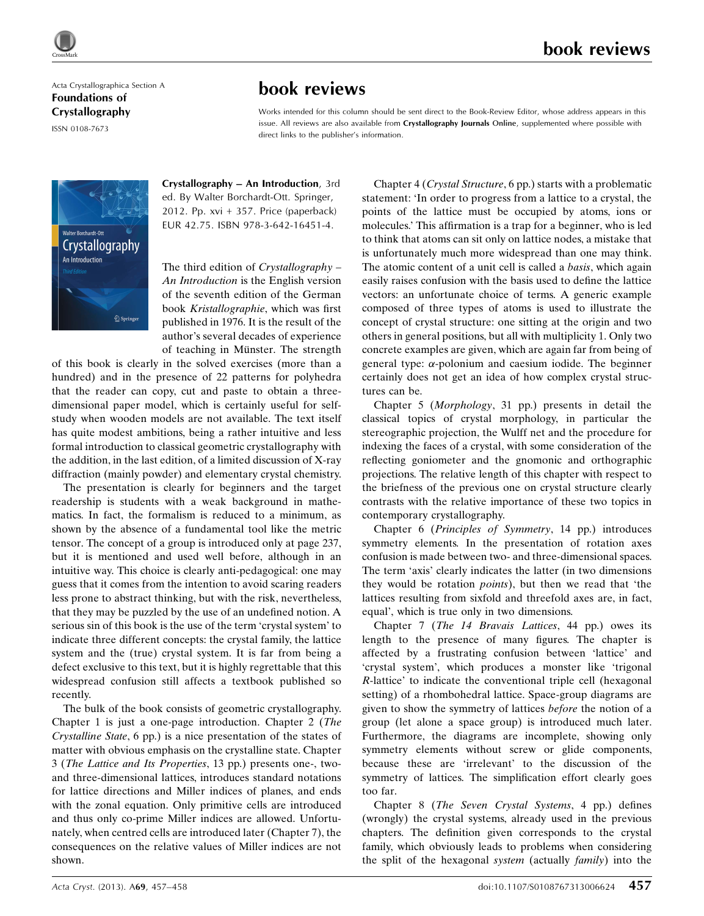Acta Crystallographica Section A
**Foundations of Crystallography**
ISSN 0108-7673

# book reviews

Works intended for this column should be sent direct to the Book-Review Editor, whose address appears in this issue. All reviews are also available from **Crystallography Journals Online**, supplemented where possible with direct links to the publisher's information.

**Crystallography – An Introduction**, 3rd ed. By Walter Borchardt-Ott. Springer, 2012. Pp. xvi + 357. Price (paperback) EUR 42.75. ISBN 978-3-642-16451-4.

The third edition of *Crystallography – An Introduction* is the English version of the seventh edition of the German book *Kristallographie*, which was first published in 1976. It is the result of the author's several decades of experience of teaching in Münster. The strength of this book is clearly in the solved exercises (more than a hundred) and in the presence of 22 patterns for polyhedra that the reader can copy, cut and paste to obtain a three-dimensional paper model, which is certainly useful for self-study when wooden models are not available. The text itself has quite modest ambitions, being a rather intuitive and less formal introduction to classical geometric crystallography with the addition, in the last edition, of a limited discussion of X-ray diffraction (mainly powder) and elementary crystal chemistry.

The presentation is clearly for beginners and the target readership is students with a weak background in mathematics. In fact, the formalism is reduced to a minimum, as shown by the absence of a fundamental tool like the metric tensor. The concept of a group is introduced only at page 237, but it is mentioned and used well before, although in an intuitive way. This choice is clearly anti-pedagogical: one may guess that it comes from the intention to avoid scaring readers less prone to abstract thinking, but with the risk, nevertheless, that they may be puzzled by the use of an undefined notion. A serious sin of this book is the use of the term 'crystal system' to indicate three different concepts: the crystal family, the lattice system and the (true) crystal system. It is far from being a defect exclusive to this text, but it is highly regrettable that this widespread confusion still affects a textbook published so recently.

The bulk of the book consists of geometric crystallography. Chapter 1 is just a one-page introduction. Chapter 2 (*The Crystalline State*, 6 pp.) is a nice presentation of the states of matter with obvious emphasis on the crystalline state. Chapter 3 (*The Lattice and Its Properties*, 13 pp.) presents one-, two- and three-dimensional lattices, introduces standard notations for lattice directions and Miller indices of planes, and ends with the zonal equation. Only primitive cells are introduced and thus only co-prime Miller indices are allowed. Unfortunately, when centred cells are introduced later (Chapter 7), the consequences on the relative values of Miller indices are not shown.

Chapter 4 (*Crystal Structure*, 6 pp.) starts with a problematic statement: 'In order to progress from a lattice to a crystal, the points of the lattice must be occupied by atoms, ions or molecules.' This affirmation is a trap for a beginner, who is led to think that atoms can sit only on lattice nodes, a mistake that is unfortunately much more widespread than one may think. The atomic content of a unit cell is called a *basis*, which again easily raises confusion with the basis used to define the lattice vectors: an unfortunate choice of terms. A generic example composed of three types of atoms is used to illustrate the concept of crystal structure: one sitting at the origin and two others in general positions, but all with multiplicity 1. Only two concrete examples are given, which are again far from being of general type: $\alpha$-polonium and caesium iodide. The beginner certainly does not get an idea of how complex crystal structures can be.

Chapter 5 (*Morphology*, 31 pp.) presents in detail the classical topics of crystal morphology, in particular the stereographic projection, the Wulff net and the procedure for indexing the faces of a crystal, with some consideration of the reflecting goniometer and the gnomonic and orthographic projections. The relative length of this chapter with respect to the briefness of the previous one on crystal structure clearly contrasts with the relative importance of these two topics in contemporary crystallography.

Chapter 6 (*Principles of Symmetry*, 14 pp.) introduces symmetry elements. In the presentation of rotation axes confusion is made between two- and three-dimensional spaces. The term 'axis' clearly indicates the latter (in two dimensions they would be rotation *points*), but then we read that 'the lattices resulting from sixfold and threefold axes are, in fact, equal', which is true only in two dimensions.

Chapter 7 (*The 14 Bravais Lattices*, 44 pp.) owes its length to the presence of many figures. The chapter is affected by a frustrating confusion between 'lattice' and 'crystal system', which produces a monster like 'trigonal *R*-lattice' to indicate the conventional triple cell (hexagonal setting) of a rhombohedral lattice. Space-group diagrams are given to show the symmetry of lattices *before* the notion of a group (let alone a space group) is introduced much later. Furthermore, the diagrams are incomplete, showing only symmetry elements without screw or glide components, because these are 'irrelevant' to the discussion of the symmetry of lattices. The simplification effort clearly goes too far.

Chapter 8 (*The Seven Crystal Systems*, 4 pp.) defines (wrongly) the crystal systems, already used in the previous chapters. The definition given corresponds to the crystal family, which obviously leads to problems when considering the split of the hexagonal *system* (actually *family*) into the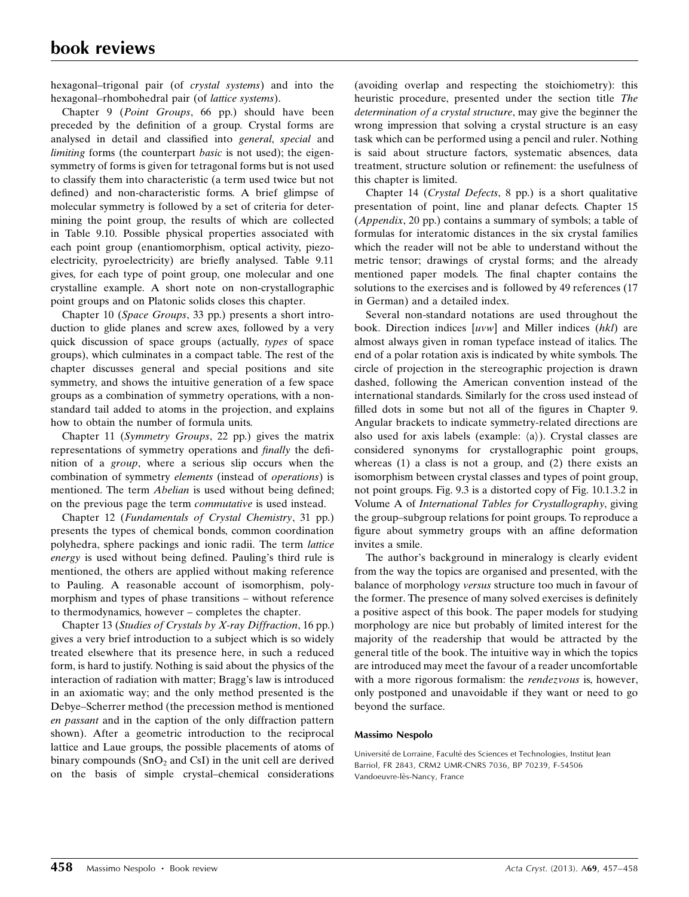hexagonal–trigonal pair (of *crystal systems*) and into the hexagonal–rhombohedral pair (of *lattice systems*).

Chapter 9 (*Point Groups*, 66 pp.) should have been preceded by the definition of a group. Crystal forms are analysed in detail and classified into *general*, *special* and *limiting* forms (the counterpart *basic* is not used); the eigensymmetry of forms is given for tetragonal forms but is not used to classify them into characteristic (a term used twice but not defined) and non-characteristic forms. A brief glimpse of molecular symmetry is followed by a set of criteria for determining the point group, the results of which are collected in Table 9.10. Possible physical properties associated with each point group (enantiomorphism, optical activity, piezoelectricity, pyroelectricity) are briefly analysed. Table 9.11 gives, for each type of point group, one molecular and one crystalline example. A short note on non-crystallographic point groups and on Platonic solids closes this chapter.

Chapter 10 (*Space Groups*, 33 pp.) presents a short introduction to glide planes and screw axes, followed by a very quick discussion of space groups (actually, *types* of space groups), which culminates in a compact table. The rest of the chapter discusses general and special positions and site symmetry, and shows the intuitive generation of a few space groups as a combination of symmetry operations, with a non-standard tail added to atoms in the projection, and explains how to obtain the number of formula units.

Chapter 11 (*Symmetry Groups*, 22 pp.) gives the matrix representations of symmetry operations and *finally* the definition of a *group*, where a serious slip occurs when the combination of symmetry *elements* (instead of *operations*) is mentioned. The term *Abelian* is used without being defined; on the previous page the term *commutative* is used instead.

Chapter 12 (*Fundamentals of Crystal Chemistry*, 31 pp.) presents the types of chemical bonds, common coordination polyhedra, sphere packings and ionic radii. The term *lattice energy* is used without being defined. Pauling's third rule is mentioned, the others are applied without making reference to Pauling. A reasonable account of isomorphism, polymorphism and types of phase transitions – without reference to thermodynamics, however – completes the chapter.

Chapter 13 (*Studies of Crystals by X-ray Diffraction*, 16 pp.) gives a very brief introduction to a subject which is so widely treated elsewhere that its presence here, in such a reduced form, is hard to justify. Nothing is said about the physics of the interaction of radiation with matter; Bragg's law is introduced in an axiomatic way; and the only method presented is the Debye–Scherrer method (the precession method is mentioned *en passant* and in the caption of the only diffraction pattern shown). After a geometric introduction to the reciprocal lattice and Laue groups, the possible placements of atoms of binary compounds ($SnO_2$ and CsI) in the unit cell are derived on the basis of simple crystal–chemical considerations (avoiding overlap and respecting the stoichiometry): this heuristic procedure, presented under the section title *The determination of a crystal structure*, may give the beginner the wrong impression that solving a crystal structure is an easy task which can be performed using a pencil and ruler. Nothing is said about structure factors, systematic absences, data treatment, structure solution or refinement: the usefulness of this chapter is limited.

Chapter 14 (*Crystal Defects*, 8 pp.) is a short qualitative presentation of point, line and planar defects. Chapter 15 (*Appendix*, 20 pp.) contains a summary of symbols; a table of formulas for interatomic distances in the six crystal families which the reader will not be able to understand without the metric tensor; drawings of crystal forms; and the already mentioned paper models. The final chapter contains the solutions to the exercises and is followed by 49 references (17 in German) and a detailed index.

Several non-standard notations are used throughout the book. Direction indices [*uvw*] and Miller indices (*hkl*) are almost always given in roman typeface instead of italics. The end of a polar rotation axis is indicated by white symbols. The circle of projection in the stereographic projection is drawn dashed, following the American convention instead of the international standards. Similarly for the cross used instead of filled dots in some but not all of the figures in Chapter 9. Angular brackets to indicate symmetry-related directions are also used for axis labels (example: ⟨a⟩). Crystal classes are considered synonyms for crystallographic point groups, whereas (1) a class is not a group, and (2) there exists an isomorphism between crystal classes and types of point group, not point groups. Fig. 9.3 is a distorted copy of Fig. 10.1.3.2 in Volume A of *International Tables for Crystallography*, giving the group–subgroup relations for point groups. To reproduce a figure about symmetry groups with an affine deformation invites a smile.

The author's background in mineralogy is clearly evident from the way the topics are organised and presented, with the balance of morphology *versus* structure too much in favour of the former. The presence of many solved exercises is definitely a positive aspect of this book. The paper models for studying morphology are nice but probably of limited interest for the majority of the readership that would be attracted by the general title of the book. The intuitive way in which the topics are introduced may meet the favour of a reader uncomfortable with a more rigorous formalism: the *rendezvous* is, however, only postponed and unavoidable if they want or need to go beyond the surface.

**Massimo Nespolo**

Université de Lorraine, Faculté des Sciences et Technologies, Institut Jean Barriol, FR 2843, CRM2 UMR-CNRS 7036, BP 70239, F-54506 Vandoeuvre-lès-Nancy, France